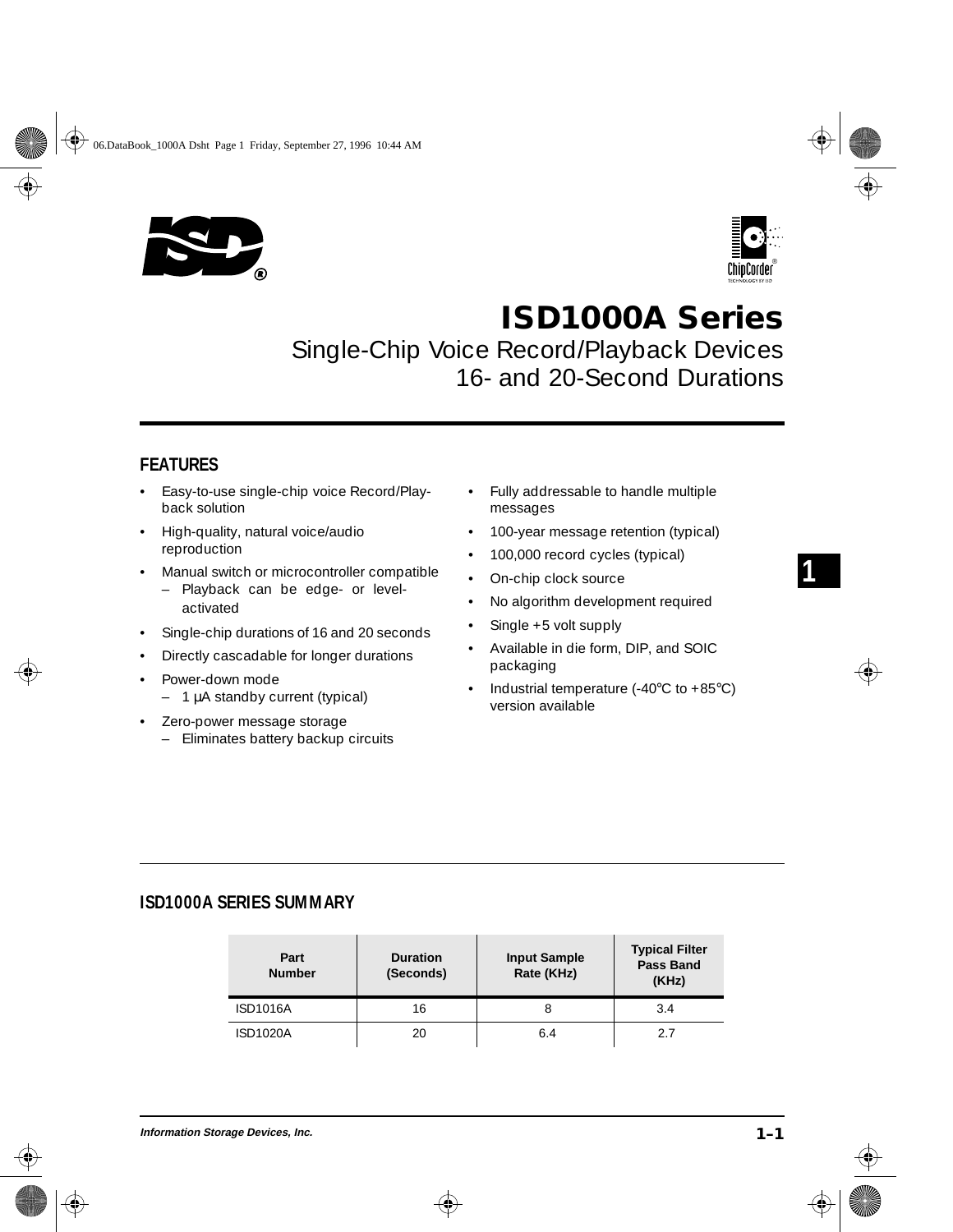# ISD1000A Series

## Single-Chip Voice Record/Playback Devices
## 16- and 20-Second Durations

### FEATURES

- Easy-to-use single-chip voice Record/Playback solution
- High-quality, natural voice/audio reproduction
- Manual switch or microcontroller compatible
  - Playback can be edge- or level-activated
- Single-chip durations of 16 and 20 seconds
- Directly cascadable for longer durations
- Power-down mode
  - 1 µA standby current (typical)
- Zero-power message storage
  - Eliminates battery backup circuits
- Fully addressable to handle multiple messages
- 100-year message retention (typical)
- 100,000 record cycles (typical)
- On-chip clock source
- No algorithm development required
- Single +5 volt supply
- Available in die form, DIP, and SOIC packaging
- Industrial temperature (-40°C to +85°C) version available

### ISD1000A SERIES SUMMARY

| Part Number | Duration (Seconds) | Input Sample Rate (KHz) | Typical Filter Pass Band (KHz) |
|---|---|---|---|
| ISD1016A | 16 | 8 | 3.4 |
| ISD1020A | 20 | 6.4 | 2.7 |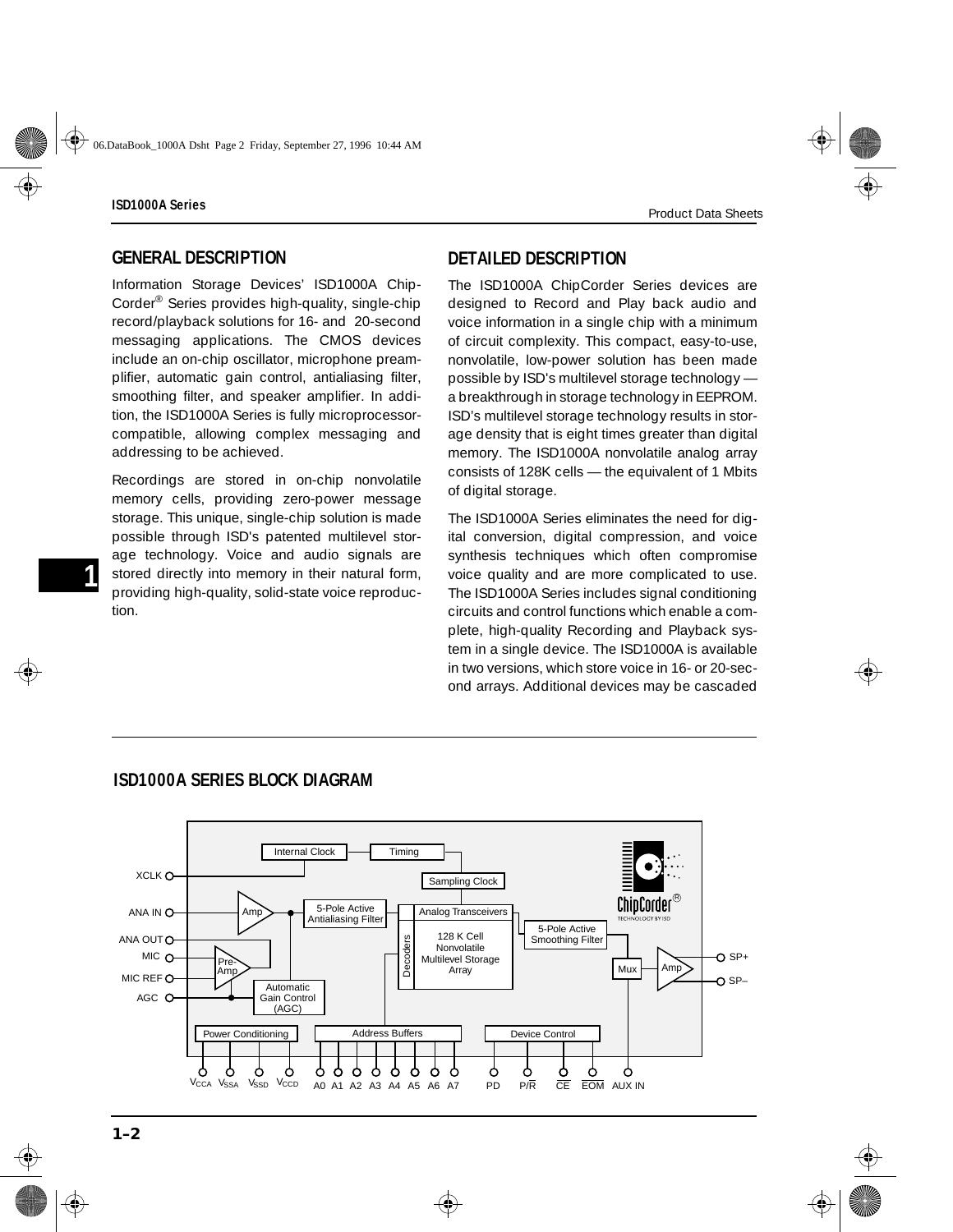## GENERAL DESCRIPTION

Information Storage Devices' ISD1000A ChipCorder® Series provides high-quality, single-chip record/playback solutions for 16- and 20-second messaging applications. The CMOS devices include an on-chip oscillator, microphone preamplifier, automatic gain control, antialiasing filter, smoothing filter, and speaker amplifier. In addition, the ISD1000A Series is fully microprocessor-compatible, allowing complex messaging and addressing to be achieved.

Recordings are stored in on-chip nonvolatile memory cells, providing zero-power message storage. This unique, single-chip solution is made possible through ISD's patented multilevel storage technology. Voice and audio signals are stored directly into memory in their natural form, providing high-quality, solid-state voice reproduction.

## DETAILED DESCRIPTION

The ISD1000A ChipCorder Series devices are designed to Record and Play back audio and voice information in a single chip with a minimum of circuit complexity. This compact, easy-to-use, nonvolatile, low-power solution has been made possible by ISD's multilevel storage technology — a breakthrough in storage technology in EEPROM. ISD's multilevel storage technology results in storage density that is eight times greater than digital memory. The ISD1000A nonvolatile analog array consists of 128K cells — the equivalent of 1 Mbits of digital storage.

The ISD1000A Series eliminates the need for digital conversion, digital compression, and voice synthesis techniques which often compromise voice quality and are more complicated to use. The ISD1000A Series includes signal conditioning circuits and control functions which enable a complete, high-quality Recording and Playback system in a single device. The ISD1000A is available in two versions, which store voice in 16- or 20-second arrays. Additional devices may be cascaded

## ISD1000A SERIES BLOCK DIAGRAM

Internal Clock — Timing — Sampling Clock

XCLK

ANA IN — Amp — 5-Pole Active Antialiasing Filter — Analog Transceivers — 5-Pole Active Smoothing Filter — Mux — Amp — SP+ / SP–

ANA OUT, MIC, MIC REF — Pre-Amp

AGC — Automatic Gain Control (AGC)

Decoders — 128 K Cell Nonvolatile Multilevel Storage Array

ChipCorder® TECHNOLOGY BY ISD

Power Conditioning: $V_{CCA}$, $V_{SSA}$, $V_{SSD}$, $V_{CCD}$

Address Buffers: A0, A1, A2, A3, A4, A5, A6, A7

Device Control: PD, P/$\overline{R}$, $\overline{CE}$, $\overline{EOM}$

AUX IN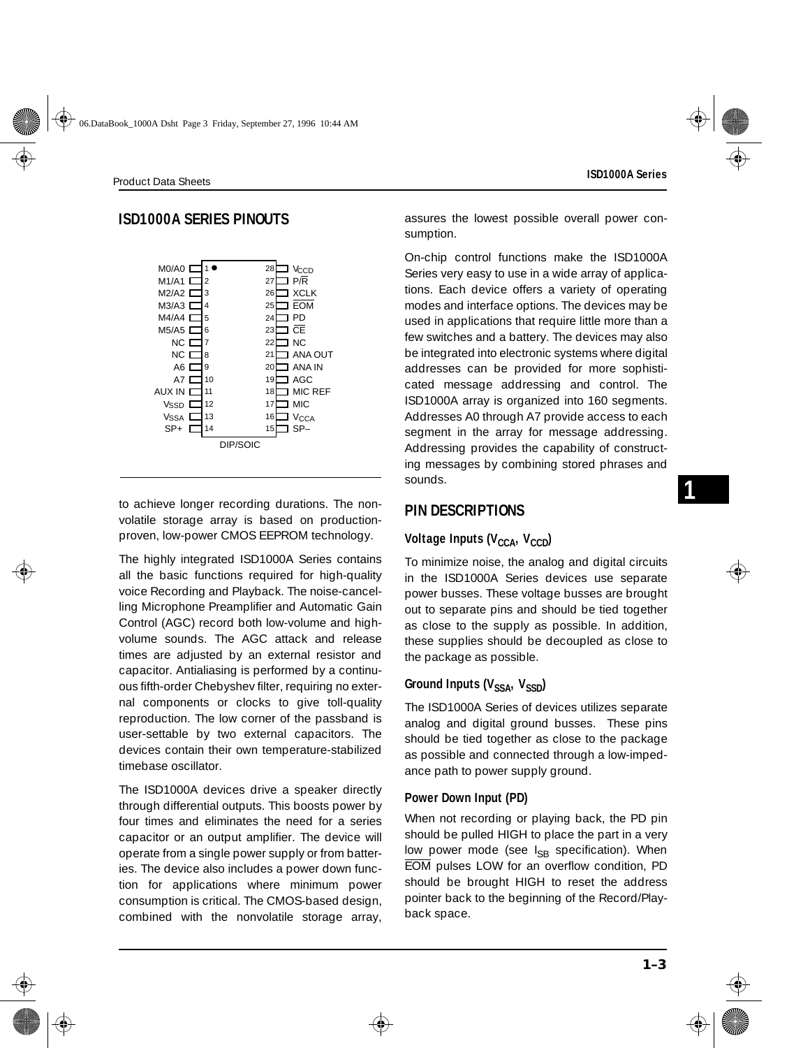## ISD1000A SERIES PINOUTS

| Pin | Name | Pin | Name |
|---|---|---|---|
| 1 | M0/A0 | 28 | $V_{CCD}$ |
| 2 | M1/A1 | 27 | P/$\overline{R}$ |
| 3 | M2/A2 | 26 | XCLK |
| 4 | M3/A3 | 25 | $\overline{EOM}$ |
| 5 | M4/A4 | 24 | PD |
| 6 | M5/A5 | 23 | $\overline{CE}$ |
| 7 | NC | 22 | NC |
| 8 | NC | 21 | ANA OUT |
| 9 | A6 | 20 | ANA IN |
| 10 | A7 | 19 | AGC |
| 11 | AUX IN | 18 | MIC REF |
| 12 | $V_{SSD}$ | 17 | MIC |
| 13 | $V_{SSA}$ | 16 | $V_{CCA}$ |
| 14 | SP+ | 15 | SP– |

DIP/SOIC

to achieve longer recording durations. The nonvolatile storage array is based on production-proven, low-power CMOS EEPROM technology.

The highly integrated ISD1000A Series contains all the basic functions required for high-quality voice Recording and Playback. The noise-cancelling Microphone Preamplifier and Automatic Gain Control (AGC) record both low-volume and high-volume sounds. The AGC attack and release times are adjusted by an external resistor and capacitor. Antialiasing is performed by a continuous fifth-order Chebyshev filter, requiring no external components or clocks to give toll-quality reproduction. The low corner of the passband is user-settable by two external capacitors. The devices contain their own temperature-stabilized timebase oscillator.

The ISD1000A devices drive a speaker directly through differential outputs. This boosts power by four times and eliminates the need for a series capacitor or an output amplifier. The device will operate from a single power supply or from batteries. The device also includes a power down function for applications where minimum power consumption is critical. The CMOS-based design, combined with the nonvolatile storage array, assures the lowest possible overall power consumption.

On-chip control functions make the ISD1000A Series very easy to use in a wide array of applications. Each device offers a variety of operating modes and interface options. The devices may be used in applications that require little more than a few switches and a battery. The devices may also be integrated into electronic systems where digital addresses can be provided for more sophisticated message addressing and control. The ISD1000A array is organized into 160 segments. Addresses A0 through A7 provide access to each segment in the array for message addressing. Addressing provides the capability of constructing messages by combining stored phrases and sounds.

## PIN DESCRIPTIONS

### Voltage Inputs ($V_{CCA}$, $V_{CCD}$)

To minimize noise, the analog and digital circuits in the ISD1000A Series devices use separate power busses. These voltage busses are brought out to separate pins and should be tied together as close to the supply as possible. In addition, these supplies should be decoupled as close to the package as possible.

### Ground Inputs ($V_{SSA}$, $V_{SSD}$)

The ISD1000A Series of devices utilizes separate analog and digital ground busses. These pins should be tied together as close to the package as possible and connected through a low-impedance path to power supply ground.

### Power Down Input (PD)

When not recording or playing back, the PD pin should be pulled HIGH to place the part in a very low power mode (see $I_{SB}$ specification). When $\overline{EOM}$ pulses LOW for an overflow condition, PD should be brought HIGH to reset the address pointer back to the beginning of the Record/Playback space.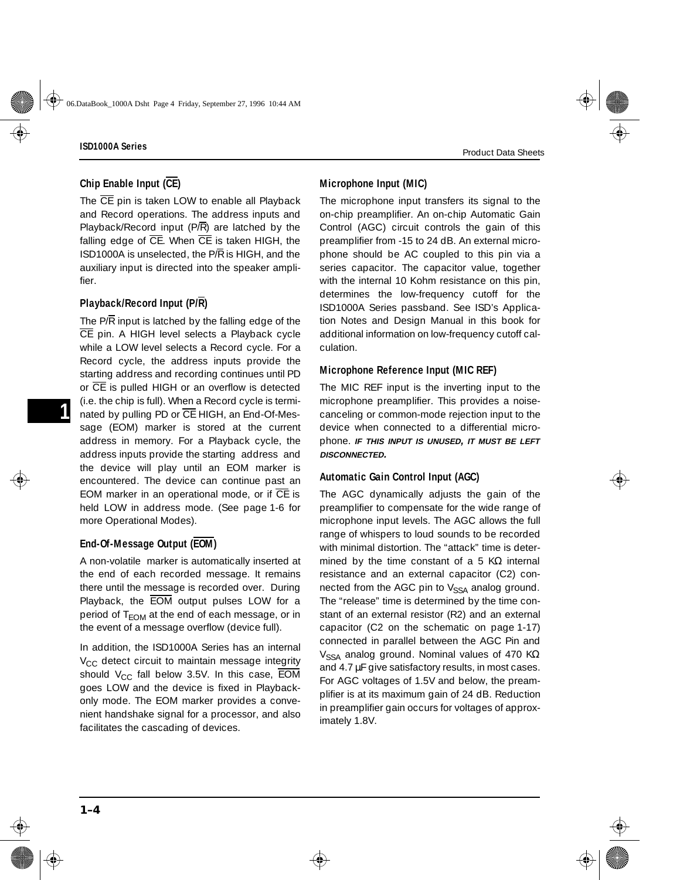### Chip Enable Input ($\overline{CE}$)

The $\overline{CE}$ pin is taken LOW to enable all Playback and Record operations. The address inputs and Playback/Record input (P/$\overline{R}$) are latched by the falling edge of $\overline{CE}$. When $\overline{CE}$ is taken HIGH, the ISD1000A is unselected, the P/$\overline{R}$ is HIGH, and the auxiliary input is directed into the speaker amplifier.

### Playback/Record Input (P/$\overline{R}$)

The P/$\overline{R}$ input is latched by the falling edge of the $\overline{CE}$ pin. A HIGH level selects a Playback cycle while a LOW level selects a Record cycle. For a Record cycle, the address inputs provide the starting address and recording continues until PD or $\overline{CE}$ is pulled HIGH or an overflow is detected (i.e. the chip is full). When a Record cycle is terminated by pulling PD or $\overline{CE}$ HIGH, an End-Of-Message (EOM) marker is stored at the current address in memory. For a Playback cycle, the address inputs provide the starting address and the device will play until an EOM marker is encountered. The device can continue past an EOM marker in an operational mode, or if $\overline{CE}$ is held LOW in address mode. (See page 1-6 for more Operational Modes).

### End-Of-Message Output ($\overline{EOM}$)

A non-volatile marker is automatically inserted at the end of each recorded message. It remains there until the message is recorded over. During Playback, the $\overline{EOM}$ output pulses LOW for a period of $T_{EOM}$ at the end of each message, or in the event of a message overflow (device full).

In addition, the ISD1000A Series has an internal $V_{CC}$ detect circuit to maintain message integrity should $V_{CC}$ fall below 3.5V. In this case, $\overline{EOM}$ goes LOW and the device is fixed in Playback-only mode. The EOM marker provides a convenient handshake signal for a processor, and also facilitates the cascading of devices.

### Microphone Input (MIC)

The microphone input transfers its signal to the on-chip preamplifier. An on-chip Automatic Gain Control (AGC) circuit controls the gain of this preamplifier from -15 to 24 dB. An external microphone should be AC coupled to this pin via a series capacitor. The capacitor value, together with the internal 10 Kohm resistance on this pin, determines the low-frequency cutoff for the ISD1000A Series passband. See ISD's Application Notes and Design Manual in this book for additional information on low-frequency cutoff calculation.

### Microphone Reference Input (MIC REF)

The MIC REF input is the inverting input to the microphone preamplifier. This provides a noise-canceling or common-mode rejection input to the device when connected to a differential microphone. ***IF THIS INPUT IS UNUSED, IT MUST BE LEFT DISCONNECTED.***

### Automatic Gain Control Input (AGC)

The AGC dynamically adjusts the gain of the preamplifier to compensate for the wide range of microphone input levels. The AGC allows the full range of whispers to loud sounds to be recorded with minimal distortion. The "attack" time is determined by the time constant of a 5 KΩ internal resistance and an external capacitor (C2) connected from the AGC pin to $V_{SSA}$ analog ground. The "release" time is determined by the time constant of an external resistor (R2) and an external capacitor (C2 on the schematic on page 1-17) connected in parallel between the AGC Pin and $V_{SSA}$ analog ground. Nominal values of 470 KΩ and 4.7 µF give satisfactory results, in most cases. For AGC voltages of 1.5V and below, the preamplifier is at its maximum gain of 24 dB. Reduction in preamplifier gain occurs for voltages of approximately 1.8V.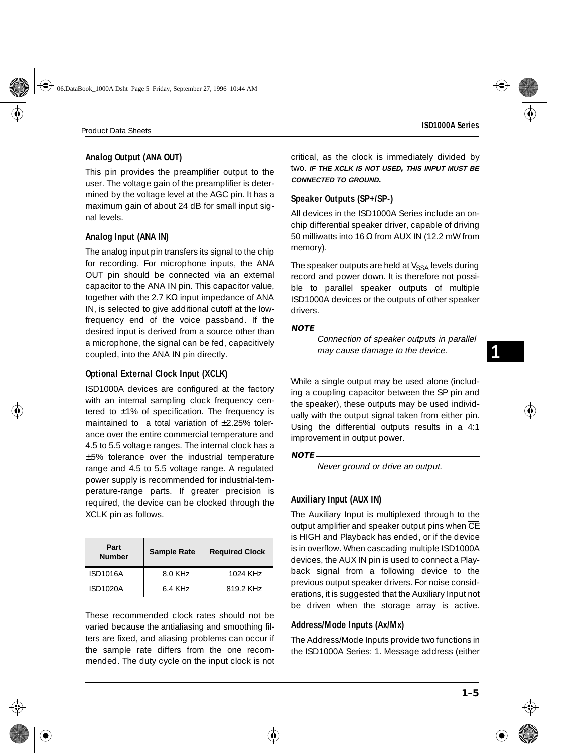### Analog Output (ANA OUT)

This pin provides the preamplifier output to the user. The voltage gain of the preamplifier is determined by the voltage level at the AGC pin. It has a maximum gain of about 24 dB for small input signal levels.

### Analog Input (ANA IN)

The analog input pin transfers its signal to the chip for recording. For microphone inputs, the ANA OUT pin should be connected via an external capacitor to the ANA IN pin. This capacitor value, together with the 2.7 KΩ input impedance of ANA IN, is selected to give additional cutoff at the low-frequency end of the voice passband. If the desired input is derived from a source other than a microphone, the signal can be fed, capacitively coupled, into the ANA IN pin directly.

### Optional External Clock Input (XCLK)

ISD1000A devices are configured at the factory with an internal sampling clock frequency centered to ±1% of specification. The frequency is maintained to a total variation of ±2.25% tolerance over the entire commercial temperature and 4.5 to 5.5 voltage ranges. The internal clock has a ±5% tolerance over the industrial temperature range and 4.5 to 5.5 voltage range. A regulated power supply is recommended for industrial-temperature-range parts. If greater precision is required, the device can be clocked through the XCLK pin as follows.

| Part Number | Sample Rate | Required Clock |
|---|---|---|
| ISD1016A | 8.0 KHz | 1024 KHz |
| ISD1020A | 6.4 KHz | 819.2 KHz |

These recommended clock rates should not be varied because the antialiasing and smoothing filters are fixed, and aliasing problems can occur if the sample rate differs from the one recommended. The duty cycle on the input clock is not critical, as the clock is immediately divided by two. ***IF THE XCLK IS NOT USED, THIS INPUT MUST BE CONNECTED TO GROUND.***

### Speaker Outputs (SP+/SP-)

All devices in the ISD1000A Series include an on-chip differential speaker driver, capable of driving 50 milliwatts into 16 Ω from AUX IN (12.2 mW from memory).

The speaker outputs are held at $V_{SSA}$ levels during record and power down. It is therefore not possible to parallel speaker outputs of multiple ISD1000A devices or the outputs of other speaker drivers.

> **NOTE**
> *Connection of speaker outputs in parallel may cause damage to the device.*

While a single output may be used alone (including a coupling capacitor between the SP pin and the speaker), these outputs may be used individually with the output signal taken from either pin. Using the differential outputs results in a 4:1 improvement in output power.

> **NOTE**
> *Never ground or drive an output.*

### Auxiliary Input (AUX IN)

The Auxiliary Input is multiplexed through to the output amplifier and speaker output pins when $\overline{CE}$ is HIGH and Playback has ended, or if the device is in overflow. When cascading multiple ISD1000A devices, the AUX IN pin is used to connect a Playback signal from a following device to the previous output speaker drivers. For noise considerations, it is suggested that the Auxiliary Input not be driven when the storage array is active.

### Address/Mode Inputs (Ax/Mx)

The Address/Mode Inputs provide two functions in the ISD1000A Series: 1. Message address (either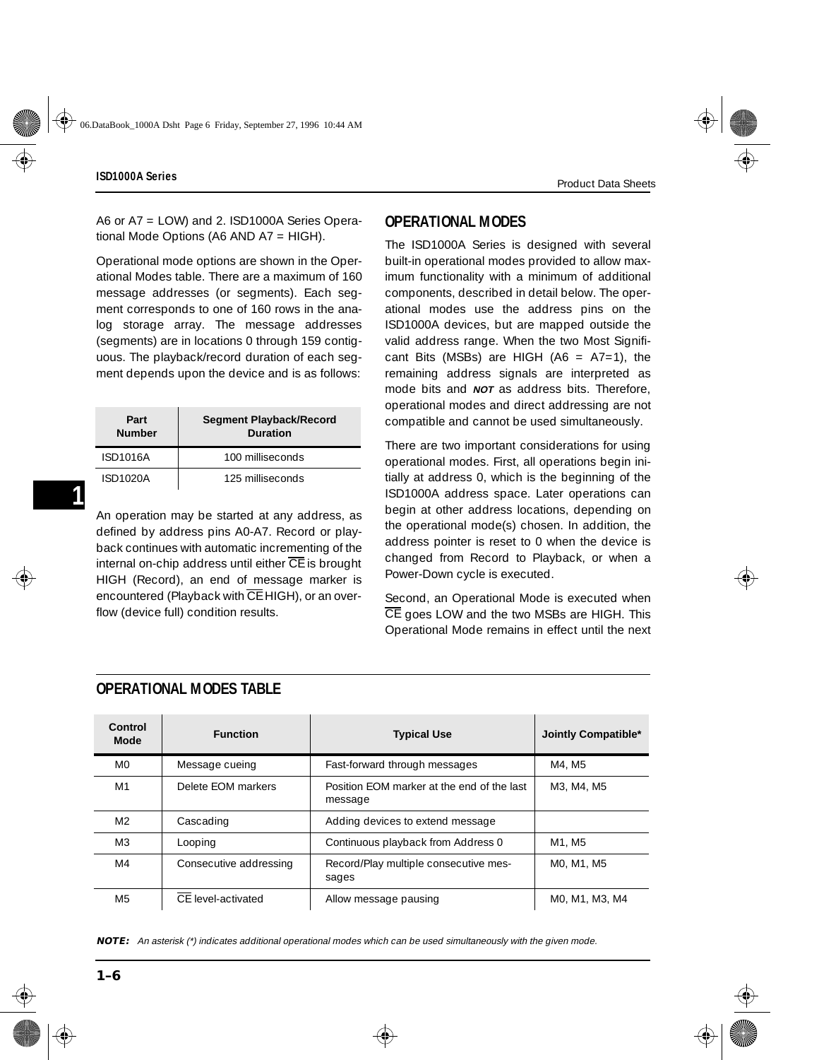A6 or A7 = LOW) and 2. ISD1000A Series Operational Mode Options (A6 AND A7 = HIGH).

Operational mode options are shown in the Operational Modes table. There are a maximum of 160 message addresses (or segments). Each segment corresponds to one of 160 rows in the analog storage array. The message addresses (segments) are in locations 0 through 159 contiguous. The playback/record duration of each segment depends upon the device and is as follows:

| Part Number | Segment Playback/Record Duration |
|---|---|
| ISD1016A | 100 milliseconds |
| ISD1020A | 125 milliseconds |

An operation may be started at any address, as defined by address pins A0-A7. Record or playback continues with automatic incrementing of the internal on-chip address until either $\overline{CE}$ is brought HIGH (Record), an end of message marker is encountered (Playback with $\overline{CE}$ HIGH), or an overflow (device full) condition results.

## OPERATIONAL MODES

The ISD1000A Series is designed with several built-in operational modes provided to allow maximum functionality with a minimum of additional components, described in detail below. The operational modes use the address pins on the ISD1000A devices, but are mapped outside the valid address range. When the two Most Significant Bits (MSBs) are HIGH (A6 = A7=1), the remaining address signals are interpreted as mode bits and ***NOT*** as address bits. Therefore, operational modes and direct addressing are not compatible and cannot be used simultaneously.

There are two important considerations for using operational modes. First, all operations begin initially at address 0, which is the beginning of the ISD1000A address space. Later operations can begin at other address locations, depending on the operational mode(s) chosen. In addition, the address pointer is reset to 0 when the device is changed from Record to Playback, or when a Power-Down cycle is executed.

Second, an Operational Mode is executed when $\overline{CE}$ goes LOW and the two MSBs are HIGH. This Operational Mode remains in effect until the next

## OPERATIONAL MODES TABLE

| Control Mode | Function | Typical Use | Jointly Compatible* |
|---|---|---|---|
| M0 | Message cueing | Fast-forward through messages | M4, M5 |
| M1 | Delete EOM markers | Position EOM marker at the end of the last message | M3, M4, M5 |
| M2 | Cascading | Adding devices to extend message | |
| M3 | Looping | Continuous playback from Address 0 | M1, M5 |
| M4 | Consecutive addressing | Record/Play multiple consecutive messages | M0, M1, M5 |
| M5 | $\overline{CE}$ level-activated | Allow message pausing | M0, M1, M3, M4 |

***NOTE:*** *An asterisk (*) indicates additional operational modes which can be used simultaneously with the given mode.*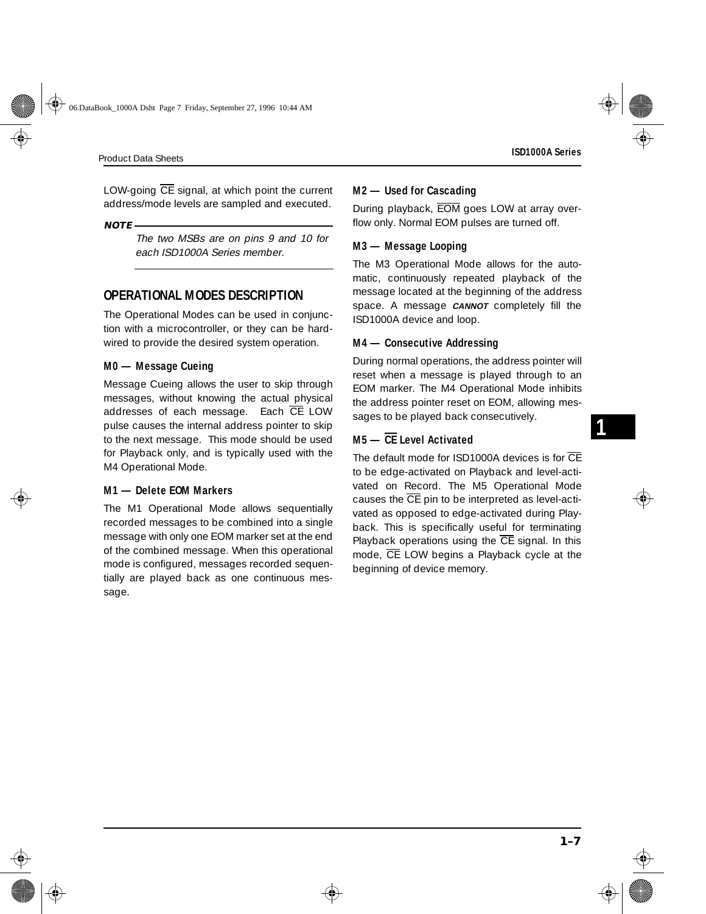LOW-going CE signal, at which point the current address/mode levels are sampled and executed.

***NOTE***

*The two MSBs are on pins 9 and 10 for each ISD1000A Series member.*

## OPERATIONAL MODES DESCRIPTION

The Operational Modes can be used in conjunction with a microcontroller, or they can be hard-wired to provide the desired system operation.

### M0 — Message Cueing

Message Cueing allows the user to skip through messages, without knowing the actual physical addresses of each message. Each CE LOW pulse causes the internal address pointer to skip to the next message. This mode should be used for Playback only, and is typically used with the M4 Operational Mode.

### M1 — Delete EOM Markers

The M1 Operational Mode allows sequentially recorded messages to be combined into a single message with only one EOM marker set at the end of the combined message. When this operational mode is configured, messages recorded sequentially are played back as one continuous message.

### M2 — Used for Cascading

During playback, EOM goes LOW at array overflow only. Normal EOM pulses are turned off.

### M3 — Message Looping

The M3 Operational Mode allows for the automatic, continuously repeated playback of the message located at the beginning of the address space. A message ***CANNOT*** completely fill the ISD1000A device and loop.

### M4 — Consecutive Addressing

During normal operations, the address pointer will reset when a message is played through to an EOM marker. The M4 Operational Mode inhibits the address pointer reset on EOM, allowing messages to be played back consecutively.

### M5 — CE Level Activated

The default mode for ISD1000A devices is for CE to be edge-activated on Playback and level-activated on Record. The M5 Operational Mode causes the CE pin to be interpreted as level-activated as opposed to edge-activated during Playback. This is specifically useful for terminating Playback operations using the CE signal. In this mode, CE LOW begins a Playback cycle at the beginning of device memory.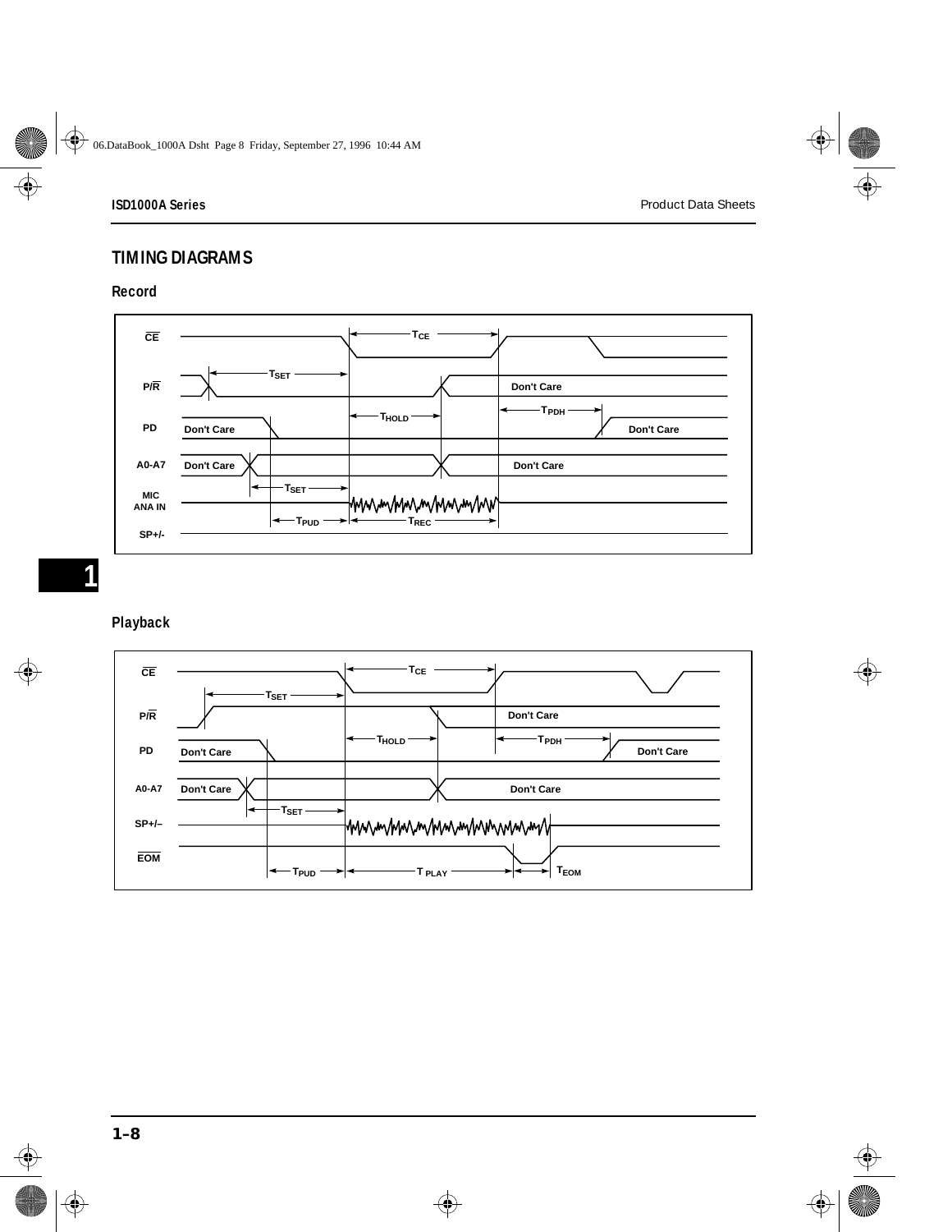## TIMING DIAGRAMS

### Record

CE — $T_{CE}$

P/R — $T_{SET}$ — Don't Care

PD — Don't Care — $T_{HOLD}$ — $T_{PDH}$ — Don't Care

A0-A7 — Don't Care — Don't Care

MIC ANA IN — $T_{SET}$ — $T_{PUD}$ — $T_{REC}$

SP+/-

### Playback

CE — $T_{CE}$

P/R — $T_{SET}$ — Don't Care

PD — Don't Care — $T_{HOLD}$ — $T_{PDH}$ — Don't Care

A0-A7 — Don't Care — Don't Care

SP+/– — $T_{SET}$

EOM — $T_{PUD}$ — $T_{PLAY}$ — $T_{EOM}$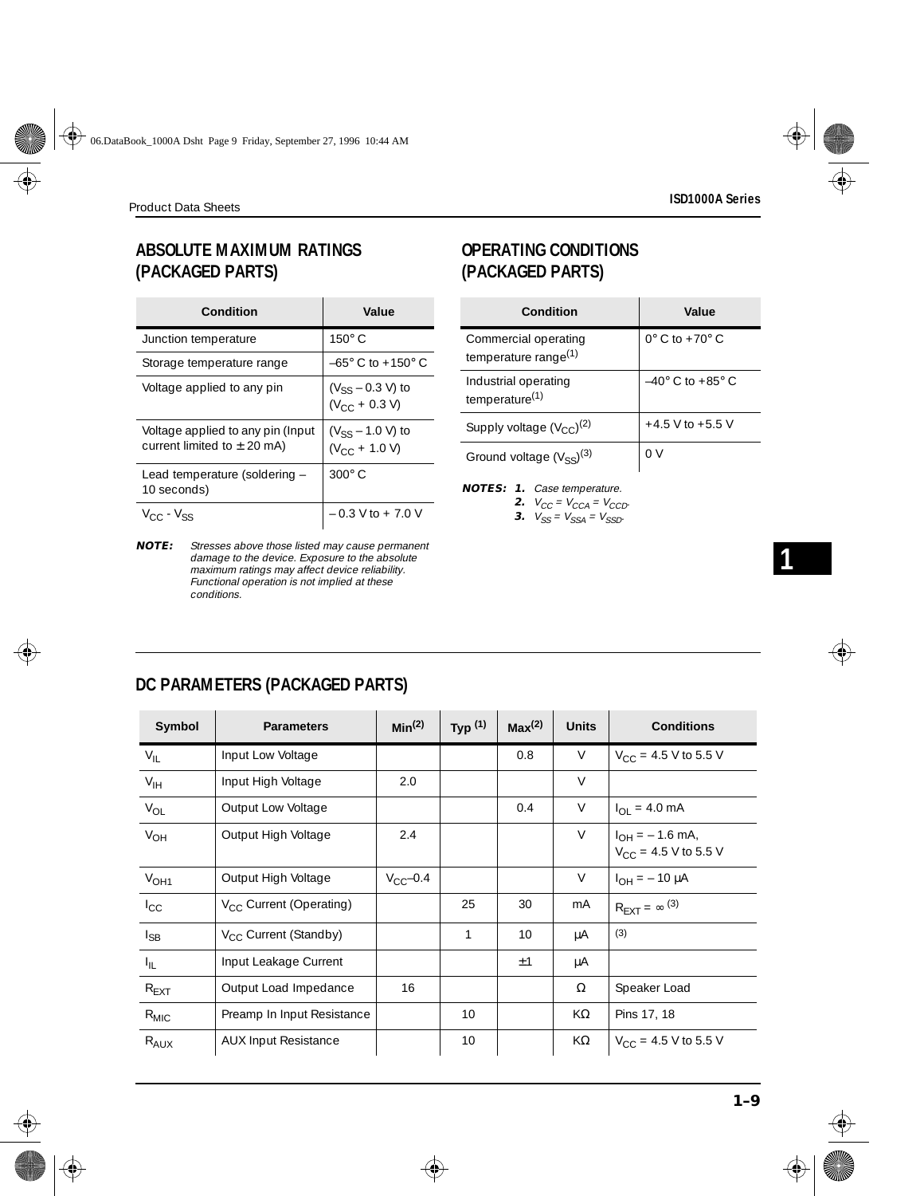## ABSOLUTE MAXIMUM RATINGS (PACKAGED PARTS)

| Condition | Value |
|---|---|
| Junction temperature | 150° C |
| Storage temperature range | –65° C to +150° C |
| Voltage applied to any pin | ($V_{SS}$ – 0.3 V) to ($V_{CC}$ + 0.3 V) |
| Voltage applied to any pin (Input current limited to ± 20 mA) | ($V_{SS}$ – 1.0 V) to ($V_{CC}$ + 1.0 V) |
| Lead temperature (soldering – 10 seconds) | 300° C |
| $V_{CC}$ - $V_{SS}$ | – 0.3 V to + 7.0 V |

**NOTE:** *Stresses above those listed may cause permanent damage to the device. Exposure to the absolute maximum ratings may affect device reliability. Functional operation is not implied at these conditions.*

## OPERATING CONDITIONS (PACKAGED PARTS)

| Condition | Value |
|---|---|
| Commercial operating temperature range(1) | 0° C to +70° C |
| Industrial operating temperature(1) | –40° C to +85° C |
| Supply voltage ($V_{CC}$)(2) | +4.5 V to +5.5 V |
| Ground voltage ($V_{SS}$)(3) | 0 V |

**NOTES:**
1. *Case temperature.*
2. *$V_{CC} = V_{CCA} = V_{CCD}$.*
3. *$V_{SS} = V_{SSA} = V_{SSD}$.*

## DC PARAMETERS (PACKAGED PARTS)

| Symbol | Parameters | Min(2) | Typ (1) | Max(2) | Units | Conditions |
|---|---|---|---|---|---|---|
| $V_{IL}$ | Input Low Voltage | | | 0.8 | V | $V_{CC}$ = 4.5 V to 5.5 V |
| $V_{IH}$ | Input High Voltage | 2.0 | | | V | |
| $V_{OL}$ | Output Low Voltage | | | 0.4 | V | $I_{OL}$ = 4.0 mA |
| $V_{OH}$ | Output High Voltage | 2.4 | | | V | $I_{OH}$ = – 1.6 mA, $V_{CC}$ = 4.5 V to 5.5 V |
| $V_{OH1}$ | Output High Voltage | $V_{CC}$–0.4 | | | V | $I_{OH}$ = – 10 µA |
| $I_{CC}$ | $V_{CC}$ Current (Operating) | | 25 | 30 | mA | $R_{EXT} = \infty$ (3) |
| $I_{SB}$ | $V_{CC}$ Current (Standby) | | 1 | 10 | µA | (3) |
| $I_{IL}$ | Input Leakage Current | | | ±1 | µA | |
| $R_{EXT}$ | Output Load Impedance | 16 | | | Ω | Speaker Load |
| $R_{MIC}$ | Preamp In Input Resistance | | 10 | | KΩ | Pins 17, 18 |
| $R_{AUX}$ | AUX Input Resistance | | 10 | | KΩ | $V_{CC}$ = 4.5 V to 5.5 V |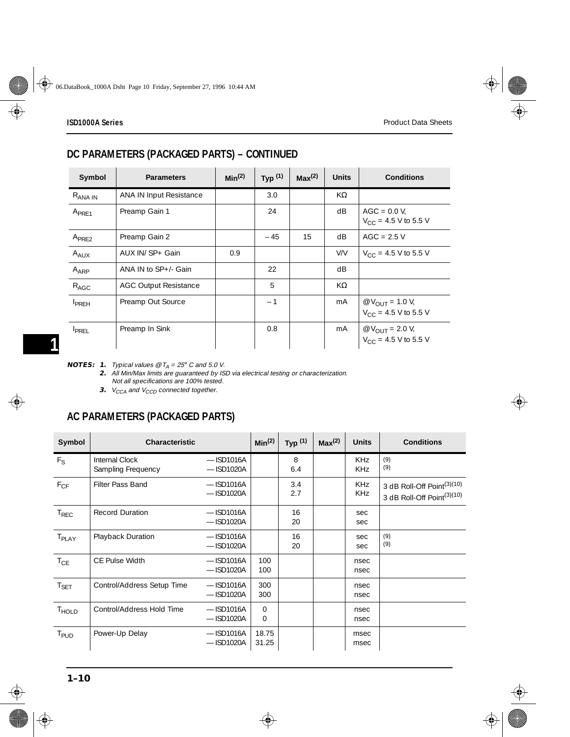## DC PARAMETERS (PACKAGED PARTS) – CONTINUED

| Symbol | Parameters | Min(2) | Typ (1) | Max(2) | Units | Conditions |
|---|---|---|---|---|---|---|
| $R_{ANA\ IN}$ | ANA IN Input Resistance | | 3.0 | | KΩ | |
| $A_{PRE1}$ | Preamp Gain 1 | | 24 | | dB | AGC = 0.0 V, $V_{CC}$ = 4.5 V to 5.5 V |
| $A_{PRE2}$ | Preamp Gain 2 | | – 45 | 15 | dB | AGC = 2.5 V |
| $A_{AUX}$ | AUX IN/ SP+ Gain | 0.9 | | | V/V | $V_{CC}$ = 4.5 V to 5.5 V |
| $A_{ARP}$ | ANA IN to SP+/- Gain | | 22 | | dB | |
| $R_{AGC}$ | AGC Output Resistance | | 5 | | KΩ | |
| $I_{PREH}$ | Preamp Out Source | | – 1 | | mA | @$V_{OUT}$ = 1.0 V, $V_{CC}$ = 4.5 V to 5.5 V |
| $I_{PREL}$ | Preamp In Sink | | 0.8 | | mA | @$V_{OUT}$ = 2.0 V, $V_{CC}$ = 4.5 V to 5.5 V |

***NOTES:***
1. *Typical values @$T_A$ = 25° C and 5.0 V.*
2. *All Min/Max limits are guaranteed by ISD via electrical testing or characterization. Not all specifications are 100% tested.*
3. *$V_{CCA}$ and $V_{CCD}$ connected together.*

## AC PARAMETERS (PACKAGED PARTS)

| Symbol | Characteristic | | Min(2) | Typ (1) | Max(2) | Units | Conditions |
|---|---|---|---|---|---|---|---|
| $F_S$ | Internal Clock Sampling Frequency | — ISD1016A<br>— ISD1020A | | 8<br>6.4 | | KHz<br>KHz | (9)<br>(9) |
| $F_{CF}$ | Filter Pass Band | — ISD1016A<br>— ISD1020A | | 3.4<br>2.7 | | KHz<br>KHz | 3 dB Roll-Off Point(3)(10)<br>3 dB Roll-Off Point(3)(10) |
| $T_{REC}$ | Record Duration | — ISD1016A<br>— ISD1020A | | 16<br>20 | | sec<br>sec | |
| $T_{PLAY}$ | Playback Duration | — ISD1016A<br>— ISD1020A | | 16<br>20 | | sec<br>sec | (9)<br>(9) |
| $T_{CE}$ | CE Pulse Width | — ISD1016A<br>— ISD1020A | 100<br>100 | | | nsec<br>nsec | |
| $T_{SET}$ | Control/Address Setup Time | — ISD1016A<br>— ISD1020A | 300<br>300 | | | nsec<br>nsec | |
| $T_{HOLD}$ | Control/Address Hold Time | — ISD1016A<br>— ISD1020A | 0<br>0 | | | nsec<br>nsec | |
| $T_{PUD}$ | Power-Up Delay | — ISD1016A<br>— ISD1020A | 18.75<br>31.25 | | | msec<br>msec | |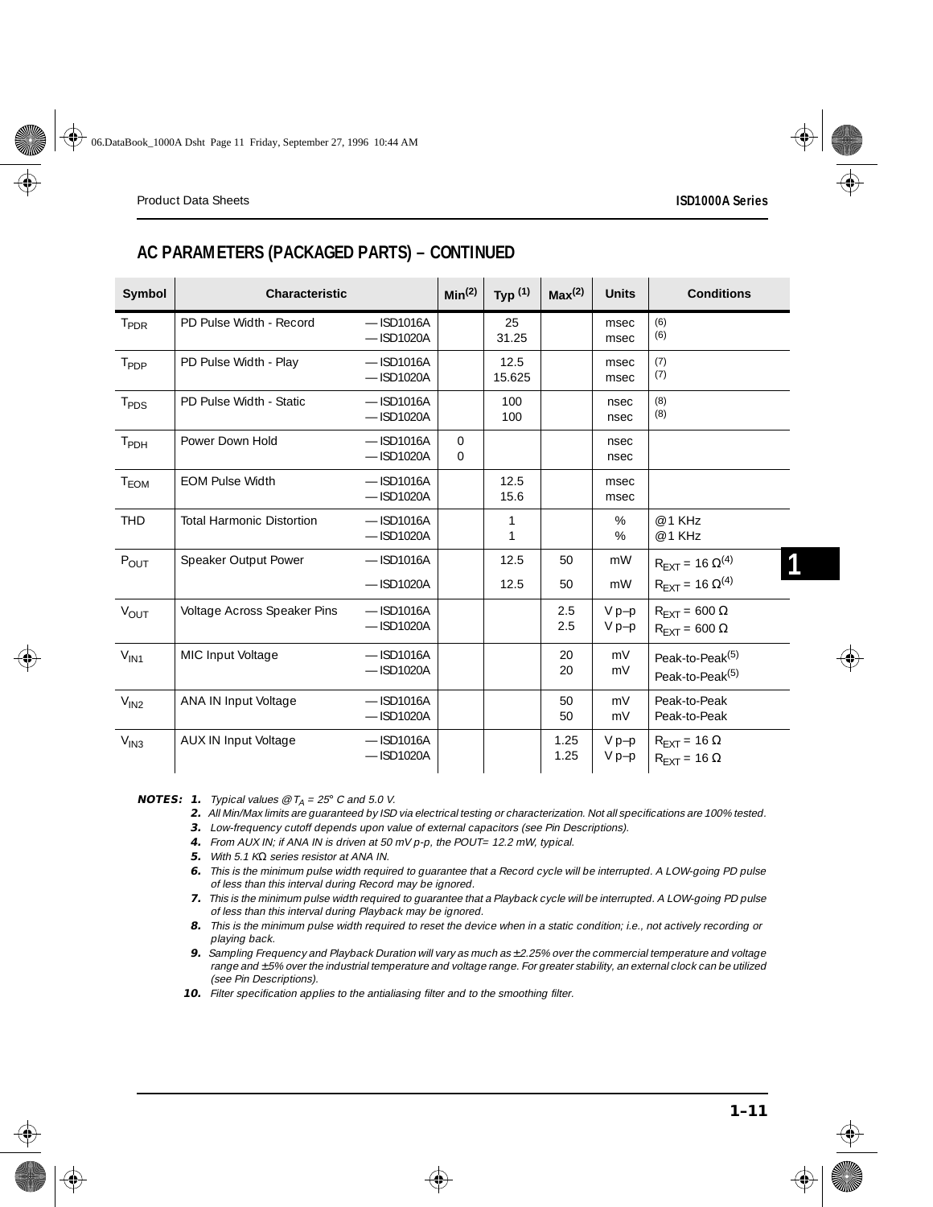## AC PARAMETERS (PACKAGED PARTS) – CONTINUED

| Symbol | Characteristic | | Min[2] | Typ [1] | Max[2] | Units | Conditions |
|---|---|---|---|---|---|---|---|
| $T_{PDR}$ | PD Pulse Width - Record | — ISD1016A<br>— ISD1020A | | 25<br>31.25 | | msec<br>msec | [6]<br>[6] |
| $T_{PDP}$ | PD Pulse Width - Play | — ISD1016A<br>— ISD1020A | | 12.5<br>15.625 | | msec<br>msec | [7]<br>[7] |
| $T_{PDS}$ | PD Pulse Width - Static | — ISD1016A<br>— ISD1020A | | 100<br>100 | | nsec<br>nsec | [8]<br>[8] |
| $T_{PDH}$ | Power Down Hold | — ISD1016A<br>— ISD1020A | 0<br>0 | | | nsec<br>nsec | |
| $T_{EOM}$ | EOM Pulse Width | — ISD1016A<br>— ISD1020A | | 12.5<br>15.6 | | msec<br>msec | |
| THD | Total Harmonic Distortion | — ISD1016A<br>— ISD1020A | | 1<br>1 | | %<br>% | @1 KHz<br>@1 KHz |
| $P_{OUT}$ | Speaker Output Power | — ISD1016A<br>— ISD1020A | | 12.5<br>12.5 | 50<br>50 | mW<br>mW | $R_{EXT}$ = 16 Ω[4]<br>$R_{EXT}$ = 16 Ω[4] |
| $V_{OUT}$ | Voltage Across Speaker Pins | — ISD1016A<br>— ISD1020A | | | 2.5<br>2.5 | V p–p<br>V p–p | $R_{EXT}$ = 600 Ω<br>$R_{EXT}$ = 600 Ω |
| $V_{IN1}$ | MIC Input Voltage | — ISD1016A<br>— ISD1020A | | | 20<br>20 | mV<br>mV | Peak-to-Peak[5]<br>Peak-to-Peak[5] |
| $V_{IN2}$ | ANA IN Input Voltage | — ISD1016A<br>— ISD1020A | | | 50<br>50 | mV<br>mV | Peak-to-Peak<br>Peak-to-Peak |
| $V_{IN3}$ | AUX IN Input Voltage | — ISD1016A<br>— ISD1020A | | | 1.25<br>1.25 | V p–p<br>V p–p | $R_{EXT}$ = 16 Ω<br>$R_{EXT}$ = 16 Ω |

**NOTES:**

1. *Typical values @$T_A$ = 25° C and 5.0 V.*
2. *All Min/Max limits are guaranteed by ISD via electrical testing or characterization. Not all specifications are 100% tested.*
3. *Low-frequency cutoff depends upon value of external capacitors (see Pin Descriptions).*
4. *From AUX IN; if ANA IN is driven at 50 mV p-p, the POUT= 12.2 mW, typical.*
5. *With 5.1 KΩ series resistor at ANA IN.*
6. *This is the minimum pulse width required to guarantee that a Record cycle will be interrupted. A LOW-going PD pulse of less than this interval during Record may be ignored.*
7. *This is the minimum pulse width required to guarantee that a Playback cycle will be interrupted. A LOW-going PD pulse of less than this interval during Playback may be ignored.*
8. *This is the minimum pulse width required to reset the device when in a static condition; i.e., not actively recording or playing back.*
9. *Sampling Frequency and Playback Duration will vary as much as ±2.25% over the commercial temperature and voltage range and ±5% over the industrial temperature and voltage range. For greater stability, an external clock can be utilized (see Pin Descriptions).*
10. *Filter specification applies to the antialiasing filter and to the smoothing filter.*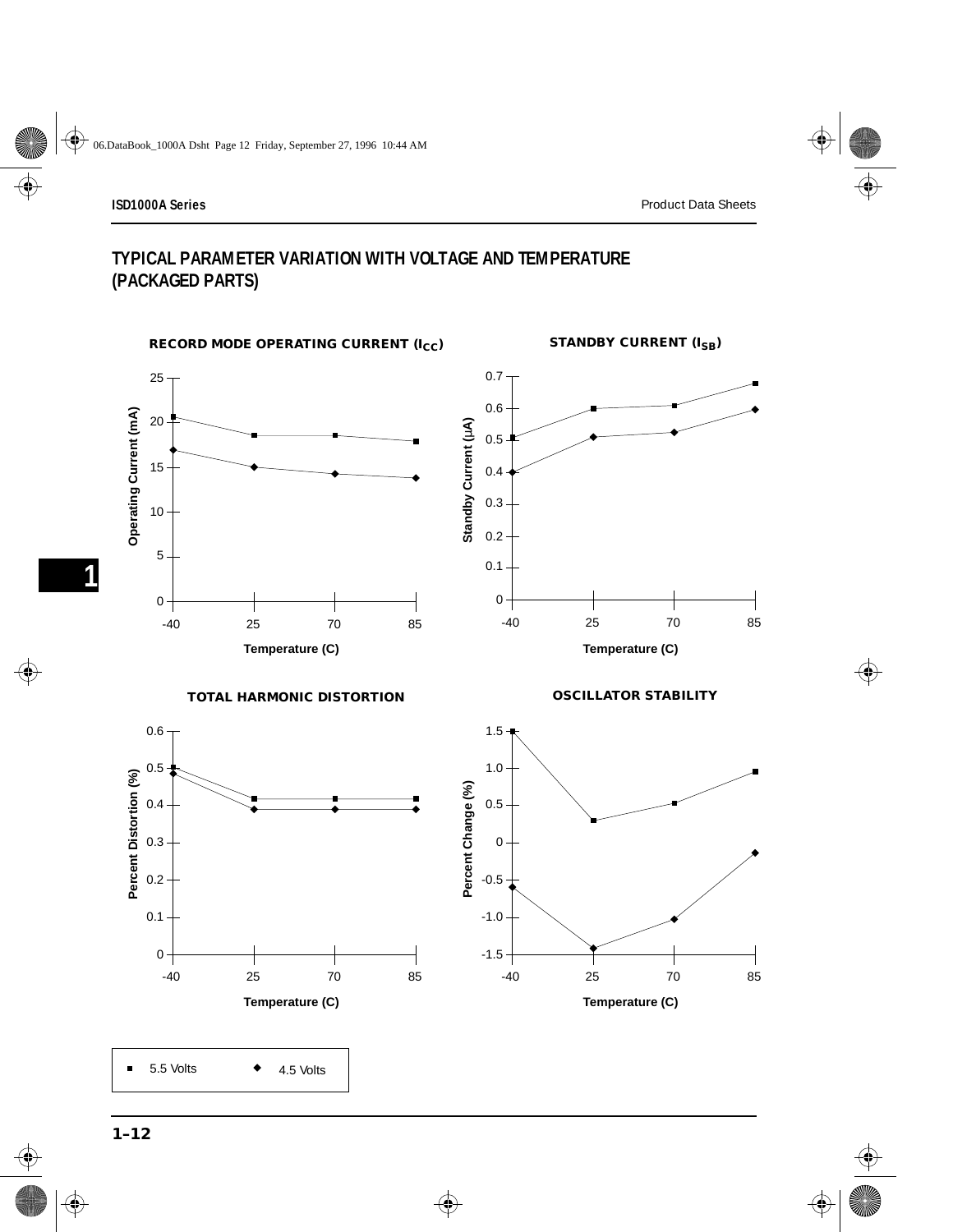## TYPICAL PARAMETER VARIATION WITH VOLTAGE AND TEMPERATURE (PACKAGED PARTS)

**RECORD MODE OPERATING CURRENT ($I_{CC}$)**

Operating Current (mA)

25, 20, 15, 10, 5, 0

-40, 25, 70, 85

Temperature (C)

**STANDBY CURRENT ($I_{SB}$)**

Standby Current (µA)

0.7, 0.6, 0.5, 0.4, 0.3, 0.2, 0.1, 0

-40, 25, 70, 85

Temperature (C)

**TOTAL HARMONIC DISTORTION**

Percent Distortion (%)

0.6, 0.5, 0.4, 0.3, 0.2, 0.1, 0

-40, 25, 70, 85

Temperature (C)

**OSCILLATOR STABILITY**

Percent Change (%)

1.5, 1.0, 0.5, 0, -0.5, -1.0, -1.5

-40, 25, 70, 85

Temperature (C)

■ 5.5 Volts ◆ 4.5 Volts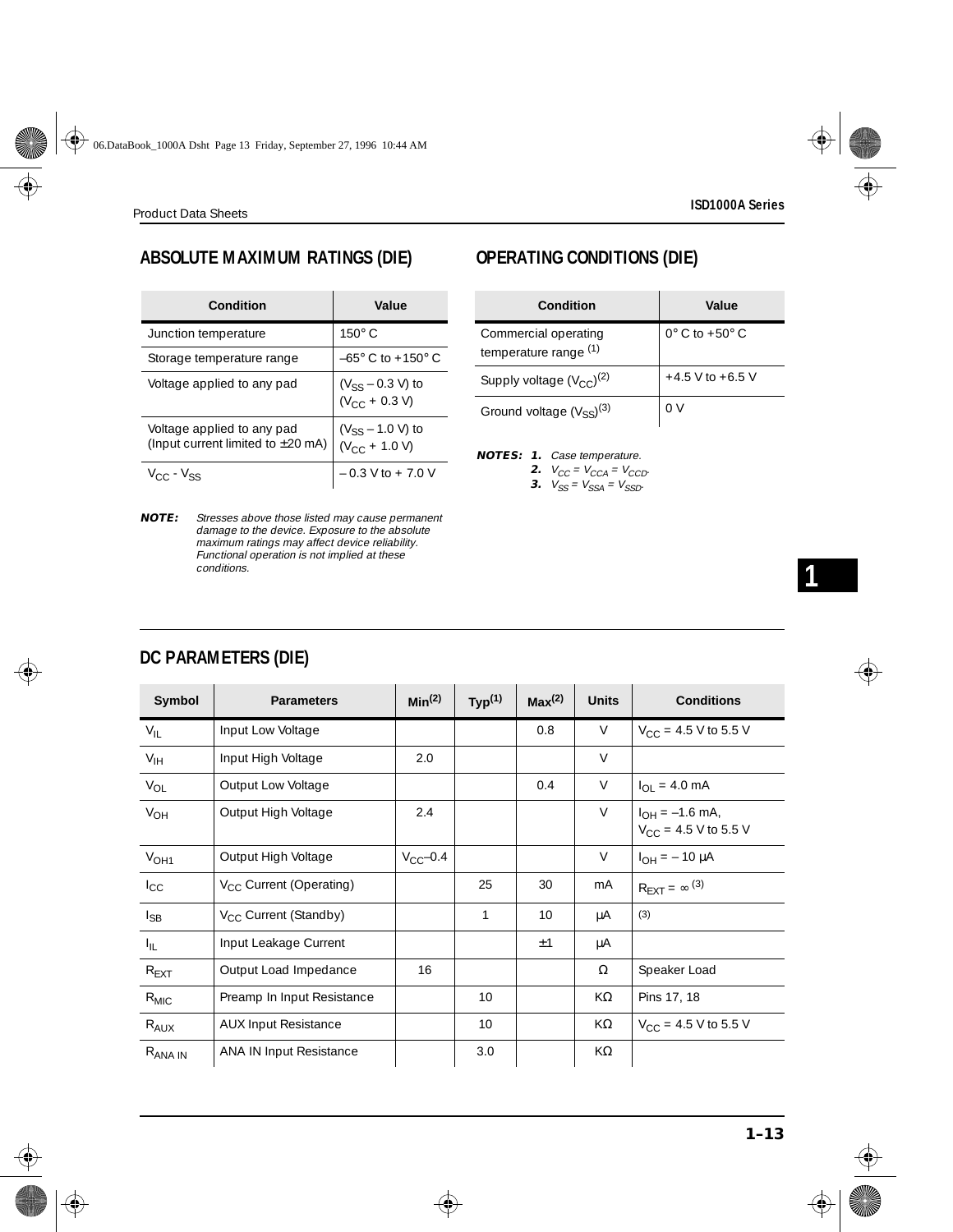## ABSOLUTE MAXIMUM RATINGS (DIE)

| Condition | Value |
|---|---|
| Junction temperature | 150° C |
| Storage temperature range | –65° C to +150° C |
| Voltage applied to any pad | ($V_{SS}$ – 0.3 V) to ($V_{CC}$ + 0.3 V) |
| Voltage applied to any pad (Input current limited to ±20 mA) | ($V_{SS}$ – 1.0 V) to ($V_{CC}$ + 1.0 V) |
| $V_{CC}$ - $V_{SS}$ | – 0.3 V to + 7.0 V |

**NOTE:** *Stresses above those listed may cause permanent damage to the device. Exposure to the absolute maximum ratings may affect device reliability. Functional operation is not implied at these conditions.*

## OPERATING CONDITIONS (DIE)

| Condition | Value |
|---|---|
| Commercial operating temperature range [1] | 0° C to +50° C |
| Supply voltage ($V_{CC}$)[2] | +4.5 V to +6.5 V |
| Ground voltage ($V_{SS}$)[3] | 0 V |

**NOTES:**
1. *Case temperature.*
2. *$V_{CC}$ = $V_{CCA}$ = $V_{CCD}$.*
3. *$V_{SS}$ = $V_{SSA}$ = $V_{SSD}$.*

## DC PARAMETERS (DIE)

| Symbol | Parameters | Min[2] | Typ[1] | Max[2] | Units | Conditions |
|---|---|---|---|---|---|---|
| $V_{IL}$ | Input Low Voltage | | | 0.8 | V | $V_{CC}$ = 4.5 V to 5.5 V |
| $V_{IH}$ | Input High Voltage | 2.0 | | | V | |
| $V_{OL}$ | Output Low Voltage | | | 0.4 | V | $I_{OL}$ = 4.0 mA |
| $V_{OH}$ | Output High Voltage | 2.4 | | | V | $I_{OH}$ = –1.6 mA, $V_{CC}$ = 4.5 V to 5.5 V |
| $V_{OH1}$ | Output High Voltage | $V_{CC}$–0.4 | | | V | $I_{OH}$ = – 10 µA |
| $I_{CC}$ | $V_{CC}$ Current (Operating) | | 25 | 30 | mA | $R_{EXT} = \infty$ [3] |
| $I_{SB}$ | $V_{CC}$ Current (Standby) | | 1 | 10 | µA | [3] |
| $I_{IL}$ | Input Leakage Current | | | ±1 | µA | |
| $R_{EXT}$ | Output Load Impedance | 16 | | | Ω | Speaker Load |
| $R_{MIC}$ | Preamp In Input Resistance | | 10 | | KΩ | Pins 17, 18 |
| $R_{AUX}$ | AUX Input Resistance | | 10 | | KΩ | $V_{CC}$ = 4.5 V to 5.5 V |
| $R_{ANA\ IN}$ | ANA IN Input Resistance | | 3.0 | | KΩ | |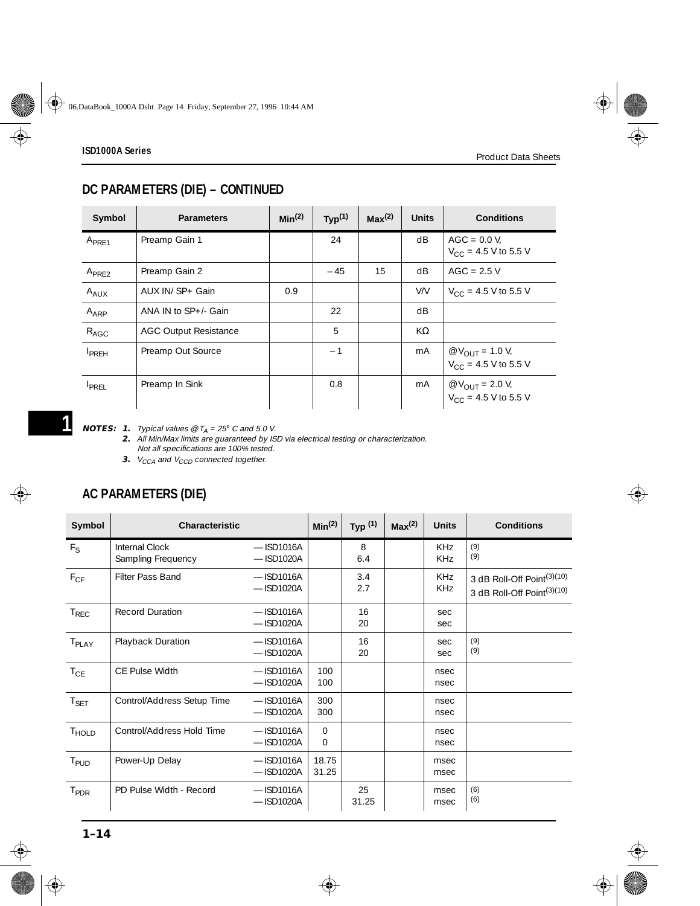## DC PARAMETERS (DIE) – CONTINUED

| Symbol | Parameters | Min[(2)] | Typ[(1)] | Max[(2)] | Units | Conditions |
|---|---|---|---|---|---|---|
| $A_{PRE1}$ | Preamp Gain 1 | | 24 | | dB | AGC = 0.0 V, $V_{CC}$ = 4.5 V to 5.5 V |
| $A_{PRE2}$ | Preamp Gain 2 | | – 45 | 15 | dB | AGC = 2.5 V |
| $A_{AUX}$ | AUX IN/ SP+ Gain | 0.9 | | | V/V | $V_{CC}$ = 4.5 V to 5.5 V |
| $A_{ARP}$ | ANA IN to SP+/- Gain | | 22 | | dB | |
| $R_{AGC}$ | AGC Output Resistance | | 5 | | KΩ | |
| $I_{PREH}$ | Preamp Out Source | | – 1 | | mA | @$V_{OUT}$ = 1.0 V, $V_{CC}$ = 4.5 V to 5.5 V |
| $I_{PREL}$ | Preamp In Sink | | 0.8 | | mA | @$V_{OUT}$ = 2.0 V, $V_{CC}$ = 4.5 V to 5.5 V |

**NOTES:**
1. *Typical values @$T_A$ = 25° C and 5.0 V.*
2. *All Min/Max limits are guaranteed by ISD via electrical testing or characterization. Not all specifications are 100% tested.*
3. *$V_{CCA}$ and $V_{CCD}$ connected together.*

## AC PARAMETERS (DIE)

| Symbol | Characteristic | | Min[(2)] | Typ[(1)] | Max[(2)] | Units | Conditions |
|---|---|---|---|---|---|---|---|
| $F_S$ | Internal Clock Sampling Frequency | — ISD1016A<br>— ISD1020A | | 8<br>6.4 | | KHz<br>KHz | (9)<br>(9) |
| $F_{CF}$ | Filter Pass Band | — ISD1016A<br>— ISD1020A | | 3.4<br>2.7 | | KHz<br>KHz | 3 dB Roll-Off Point(3)(10)<br>3 dB Roll-Off Point(3)(10) |
| $T_{REC}$ | Record Duration | — ISD1016A<br>— ISD1020A | | 16<br>20 | | sec<br>sec | |
| $T_{PLAY}$ | Playback Duration | — ISD1016A<br>— ISD1020A | | 16<br>20 | | sec<br>sec | (9)<br>(9) |
| $T_{CE}$ | CE Pulse Width | — ISD1016A<br>— ISD1020A | 100<br>100 | | | nsec<br>nsec | |
| $T_{SET}$ | Control/Address Setup Time | — ISD1016A<br>— ISD1020A | 300<br>300 | | | nsec<br>nsec | |
| $T_{HOLD}$ | Control/Address Hold Time | — ISD1016A<br>— ISD1020A | 0<br>0 | | | nsec<br>nsec | |
| $T_{PUD}$ | Power-Up Delay | — ISD1016A<br>— ISD1020A | 18.75<br>31.25 | | | msec<br>msec | |
| $T_{PDR}$ | PD Pulse Width - Record | — ISD1016A<br>— ISD1020A | | 25<br>31.25 | | msec<br>msec | (6)<br>(6) |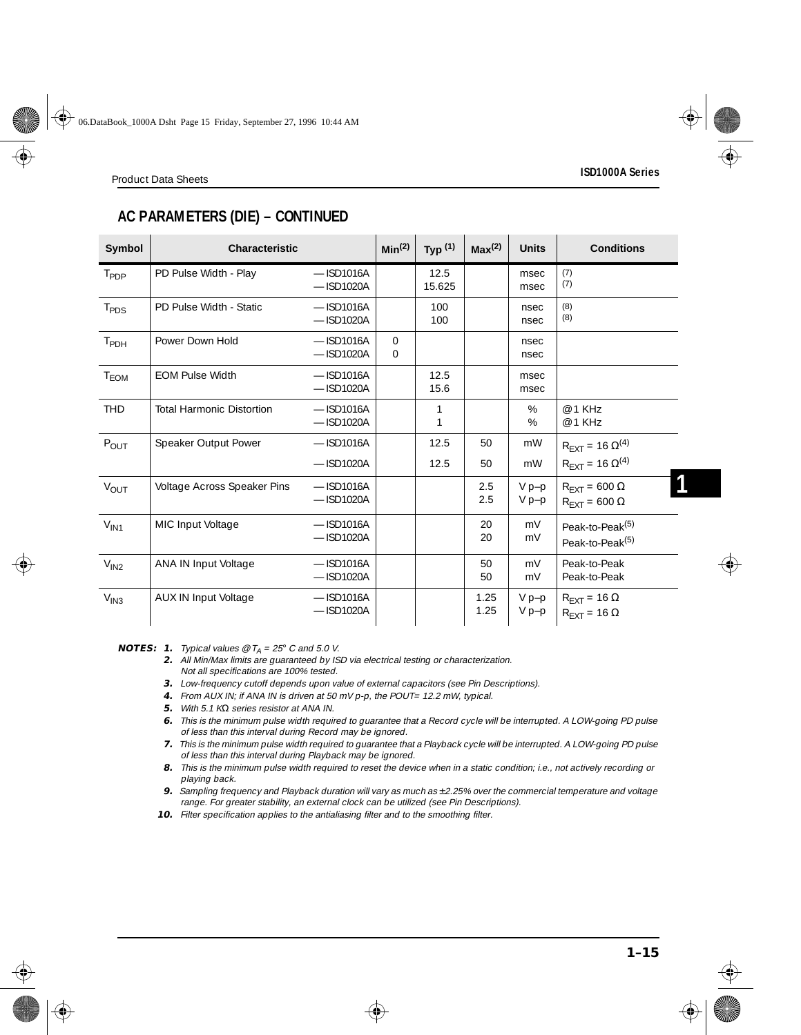## AC PARAMETERS (DIE) – CONTINUED

| Symbol | Characteristic | | Min(2) | Typ (1) | Max(2) | Units | Conditions |
|---|---|---|---|---|---|---|---|
| $T_{PDP}$ | PD Pulse Width - Play | — ISD1016A<br>— ISD1020A | | 12.5<br>15.625 | | msec<br>msec | (7)<br>(7) |
| $T_{PDS}$ | PD Pulse Width - Static | — ISD1016A<br>— ISD1020A | | 100<br>100 | | nsec<br>nsec | (8)<br>(8) |
| $T_{PDH}$ | Power Down Hold | — ISD1016A<br>— ISD1020A | 0<br>0 | | | nsec<br>nsec | |
| $T_{EOM}$ | EOM Pulse Width | — ISD1016A<br>— ISD1020A | | 12.5<br>15.6 | | msec<br>msec | |
| THD | Total Harmonic Distortion | — ISD1016A<br>— ISD1020A | | 1<br>1 | | %<br>% | @1 KHz<br>@1 KHz |
| $P_{OUT}$ | Speaker Output Power | — ISD1016A<br>— ISD1020A | | 12.5<br>12.5 | 50<br>50 | mW<br>mW | $R_{EXT}$ = 16 Ω(4)<br>$R_{EXT}$ = 16 Ω(4) |
| $V_{OUT}$ | Voltage Across Speaker Pins | — ISD1016A<br>— ISD1020A | | | 2.5<br>2.5 | V p–p<br>V p–p | $R_{EXT}$ = 600 Ω<br>$R_{EXT}$ = 600 Ω |
| $V_{IN1}$ | MIC Input Voltage | — ISD1016A<br>— ISD1020A | | | 20<br>20 | mV<br>mV | Peak-to-Peak(5)<br>Peak-to-Peak(5) |
| $V_{IN2}$ | ANA IN Input Voltage | — ISD1016A<br>— ISD1020A | | | 50<br>50 | mV<br>mV | Peak-to-Peak<br>Peak-to-Peak |
| $V_{IN3}$ | AUX IN Input Voltage | — ISD1016A<br>— ISD1020A | | | 1.25<br>1.25 | V p–p<br>V p–p | $R_{EXT}$ = 16 Ω<br>$R_{EXT}$ = 16 Ω |

**NOTES:**

1. *Typical values @$T_A$ = 25° C and 5.0 V.*
2. *All Min/Max limits are guaranteed by ISD via electrical testing or characterization. Not all specifications are 100% tested.*
3. *Low-frequency cutoff depends upon value of external capacitors (see Pin Descriptions).*
4. *From AUX IN; if ANA IN is driven at 50 mV p-p, the POUT= 12.2 mW, typical.*
5. *With 5.1 KΩ series resistor at ANA IN.*
6. *This is the minimum pulse width required to guarantee that a Record cycle will be interrupted. A LOW-going PD pulse of less than this interval during Record may be ignored.*
7. *This is the minimum pulse width required to guarantee that a Playback cycle will be interrupted. A LOW-going PD pulse of less than this interval during Playback may be ignored.*
8. *This is the minimum pulse width required to reset the device when in a static condition; i.e., not actively recording or playing back.*
9. *Sampling frequency and Playback duration will vary as much as ±2.25% over the commercial temperature and voltage range. For greater stability, an external clock can be utilized (see Pin Descriptions).*
10. *Filter specification applies to the antialiasing filter and to the smoothing filter.*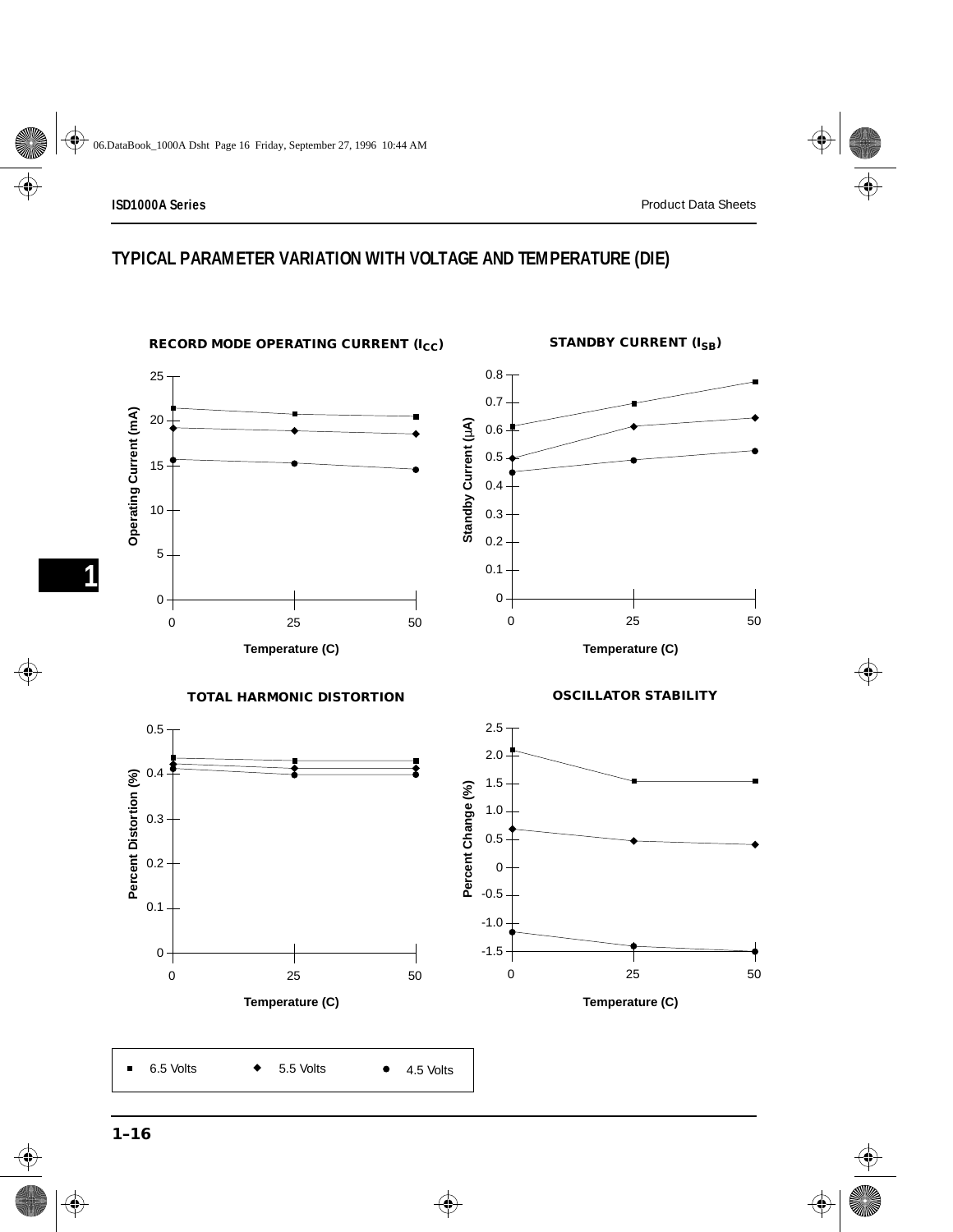## TYPICAL PARAMETER VARIATION WITH VOLTAGE AND TEMPERATURE (DIE)

**RECORD MODE OPERATING CURRENT ($I_{CC}$)**

Operating Current (mA) vs. Temperature (C)

**STANDBY CURRENT ($I_{SB}$)**

Standby Current (μA) vs. Temperature (C)

**TOTAL HARMONIC DISTORTION**

Percent Distortion (%) vs. Temperature (C)

**OSCILLATOR STABILITY**

Percent Change (%) vs. Temperature (C)

■ 6.5 Volts ◆ 5.5 Volts ● 4.5 Volts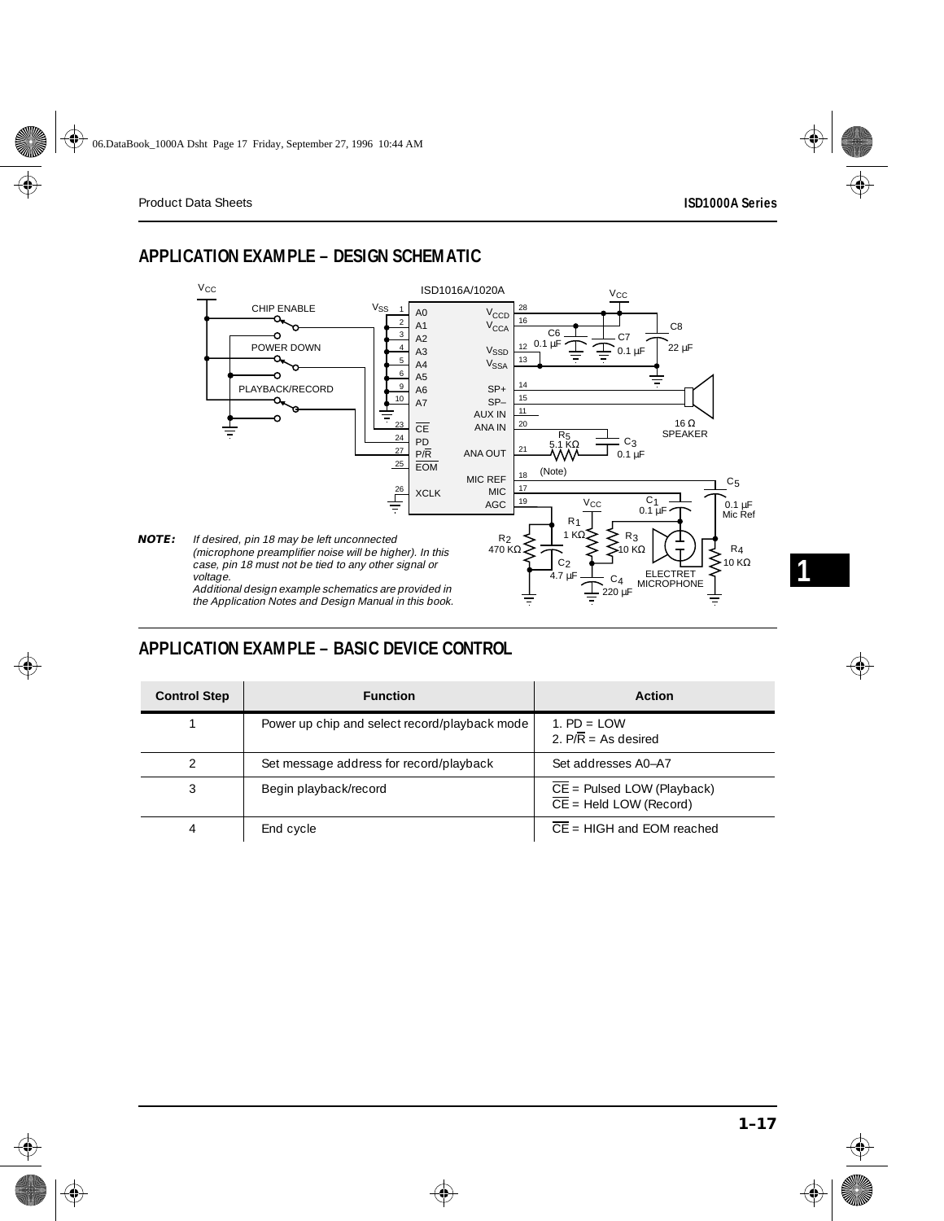## APPLICATION EXAMPLE – DESIGN SCHEMATIC

***NOTE:*** *If desired, pin 18 may be left unconnected (microphone preamplifier noise will be higher). In this case, pin 18 must not be tied to any other signal or voltage.*
*Additional design example schematics are provided in the Application Notes and Design Manual in this book.*

## APPLICATION EXAMPLE – BASIC DEVICE CONTROL

| Control Step | Function | Action |
|---|---|---|
| 1 | Power up chip and select record/playback mode | 1. PD = LOW<br>2. P/$\overline{R}$ = As desired |
| 2 | Set message address for record/playback | Set addresses A0–A7 |
| 3 | Begin playback/record | $\overline{CE}$ = Pulsed LOW (Playback)<br>$\overline{CE}$ = Held LOW (Record) |
| 4 | End cycle | $\overline{CE}$ = HIGH and EOM reached |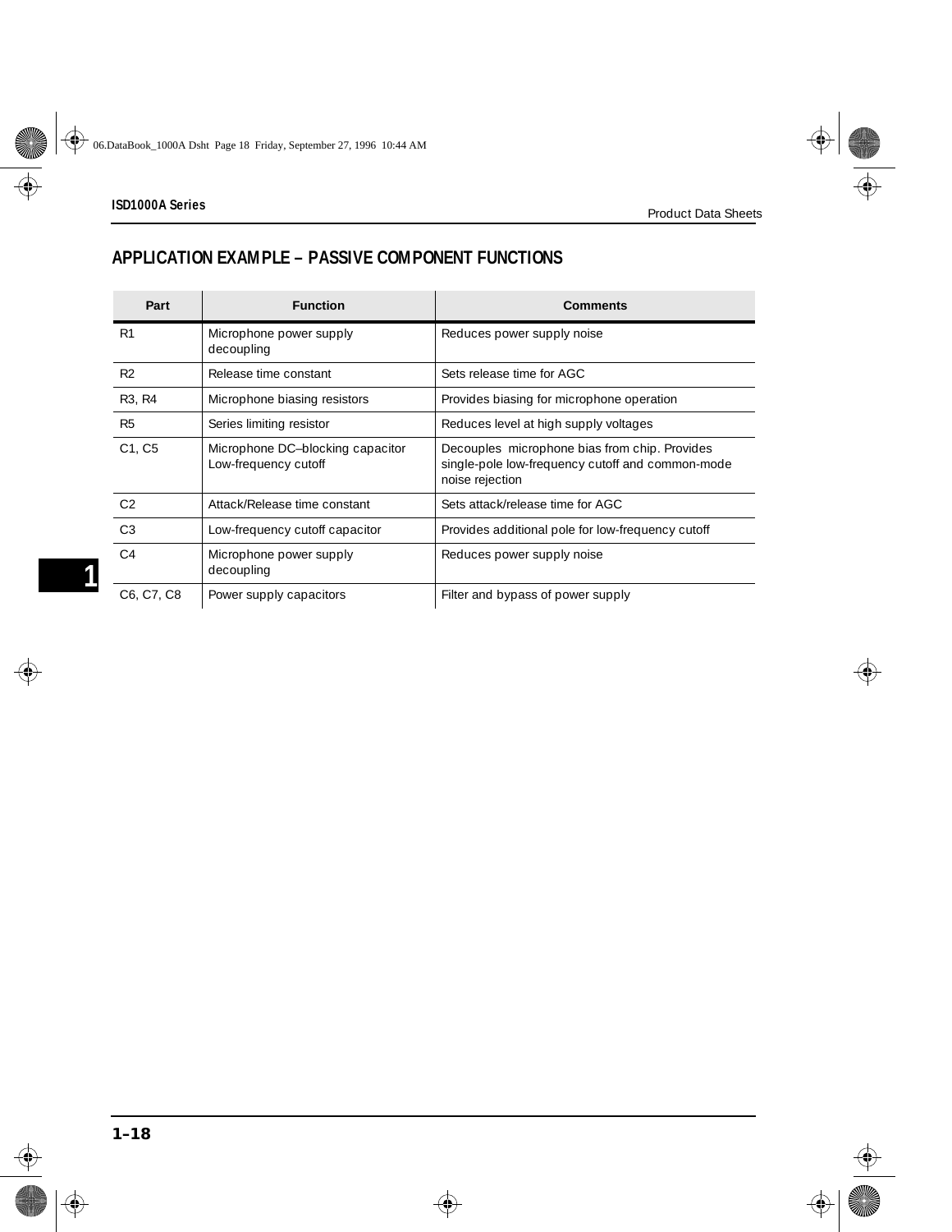## APPLICATION EXAMPLE – PASSIVE COMPONENT FUNCTIONS

| Part | Function | Comments |
|---|---|---|
| R1 | Microphone power supply decoupling | Reduces power supply noise |
| R2 | Release time constant | Sets release time for AGC |
| R3, R4 | Microphone biasing resistors | Provides biasing for microphone operation |
| R5 | Series limiting resistor | Reduces level at high supply voltages |
| C1, C5 | Microphone DC–blocking capacitor Low-frequency cutoff | Decouples microphone bias from chip. Provides single-pole low-frequency cutoff and common-mode noise rejection |
| C2 | Attack/Release time constant | Sets attack/release time for AGC |
| C3 | Low-frequency cutoff capacitor | Provides additional pole for low-frequency cutoff |
| C4 | Microphone power supply decoupling | Reduces power supply noise |
| C6, C7, C8 | Power supply capacitors | Filter and bypass of power supply |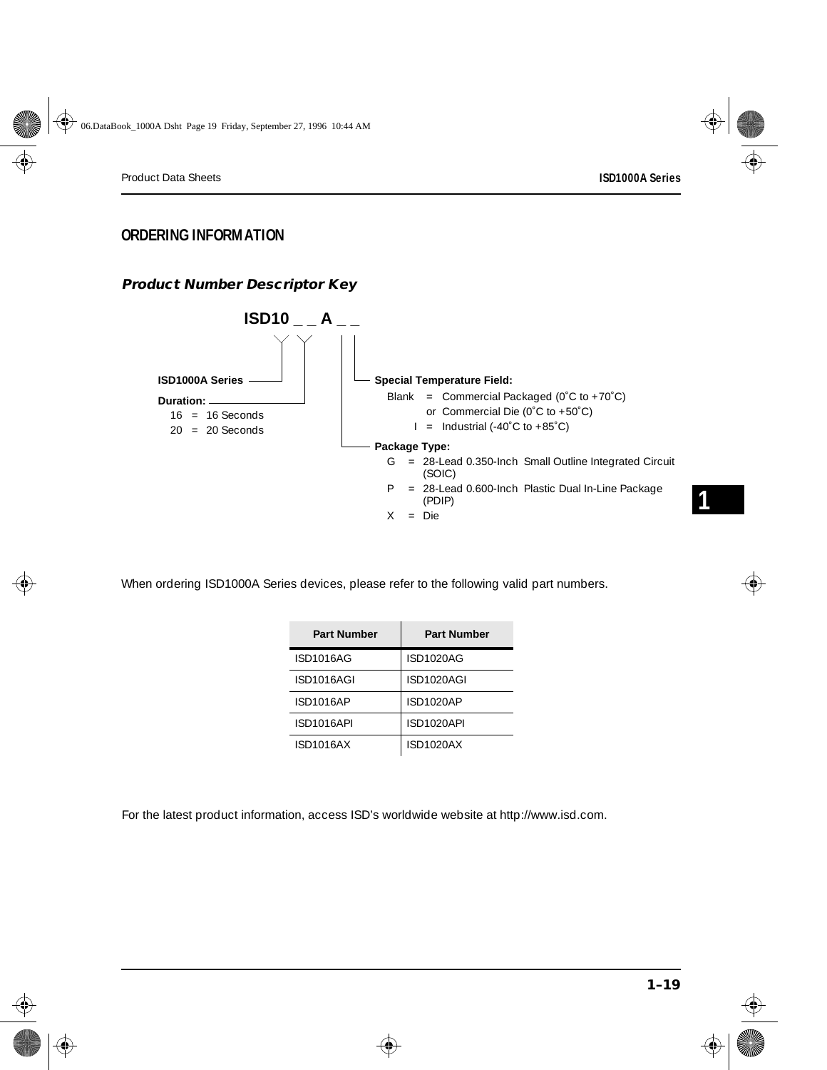## ORDERING INFORMATION

### *Product Number Descriptor Key*

**ISD10 _ _ A _ _**

**ISD1000A Series**

**Duration:**
- 16 = 16 Seconds
- 20 = 20 Seconds

**Special Temperature Field:**
- Blank = Commercial Packaged (0˚C to +70˚C) or Commercial Die (0˚C to +50˚C)
- I = Industrial (-40˚C to +85˚C)

**Package Type:**
- G = 28-Lead 0.350-Inch Small Outline Integrated Circuit (SOIC)
- P = 28-Lead 0.600-Inch Plastic Dual In-Line Package (PDIP)
- X = Die

When ordering ISD1000A Series devices, please refer to the following valid part numbers.

| Part Number | Part Number |
|---|---|
| ISD1016AG | ISD1020AG |
| ISD1016AGI | ISD1020AGI |
| ISD1016AP | ISD1020AP |
| ISD1016API | ISD1020API |
| ISD1016AX | ISD1020AX |

For the latest product information, access ISD's worldwide website at http://www.isd.com.